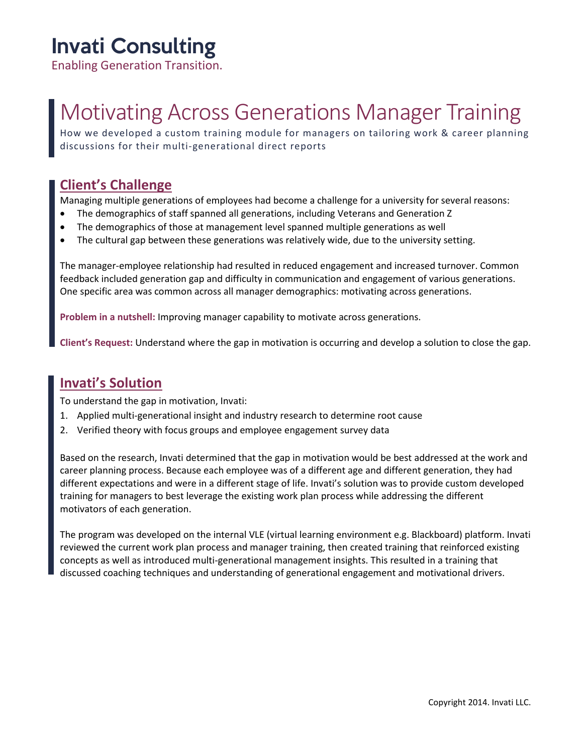# Invati Consulting

Enabling Generation Transition.

# Motivating Across Generations Manager Training

How we developed a custom training module for managers on tailoring work & career planning discussions for their multi-generational direct reports

## Client's Challenge

Managing multiple generations of employees had become a challenge for a university for several reasons:

- The demographics of staff spanned all generations, including Veterans and Generation Z
- The demographics of those at management level spanned multiple generations as well
- The cultural gap between these generations was relatively wide, due to the university setting.

The manager-employee relationship had resulted in reduced engagement and increased turnover. Common feedback included generation gap and difficulty in communication and engagement of various generations. One specific area was common across all manager demographics: motivating across generations.

**Problem in a nutshell:** Improving manager capability to motivate across generations.

**Client's Request:** Understand where the gap in motivation is occurring and develop a solution to close the gap.

## Invati's Solution

To understand the gap in motivation, Invati:

1. Applied multi-generational insight and industry research to determine root cause
2. Verified theory with focus groups and employee engagement survey data

Based on the research, Invati determined that the gap in motivation would be best addressed at the work and career planning process. Because each employee was of a different age and different generation, they had different expectations and were in a different stage of life. Invati's solution was to provide custom developed training for managers to best leverage the existing work plan process while addressing the different motivators of each generation.

The program was developed on the internal VLE (virtual learning environment e.g. Blackboard) platform. Invati reviewed the current work plan process and manager training, then created training that reinforced existing concepts as well as introduced multi-generational management insights. This resulted in a training that discussed coaching techniques and understanding of generational engagement and motivational drivers.

Copyright 2014. Invati LLC.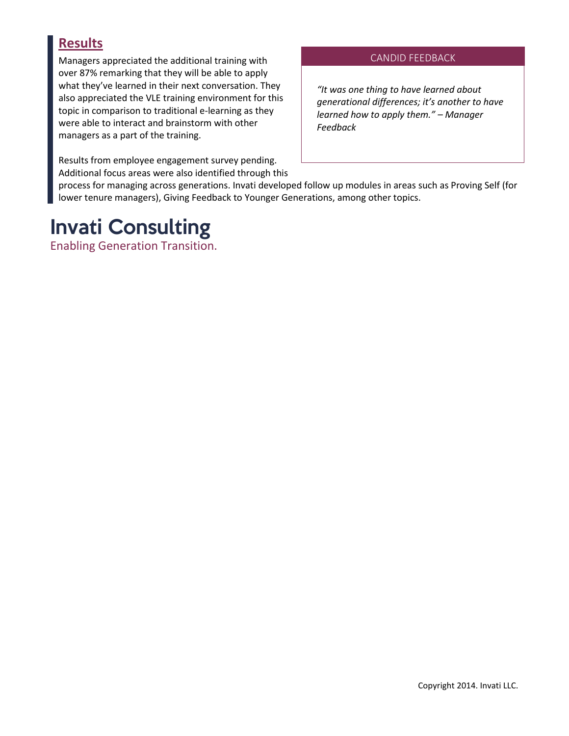## Results

Managers appreciated the additional training with over 87% remarking that they will be able to apply what they've learned in their next conversation. They also appreciated the VLE training environment for this topic in comparison to traditional e-learning as they were able to interact and brainstorm with other managers as a part of the training.

Results from employee engagement survey pending. Additional focus areas were also identified through this process for managing across generations. Invati developed follow up modules in areas such as Proving Self (for lower tenure managers), Giving Feedback to Younger Generations, among other topics.

**CANDID FEEDBACK**

*"It was one thing to have learned about generational differences; it's another to have learned how to apply them." – Manager Feedback*

# Invati Consulting

Enabling Generation Transition.

Copyright 2014. Invati LLC.